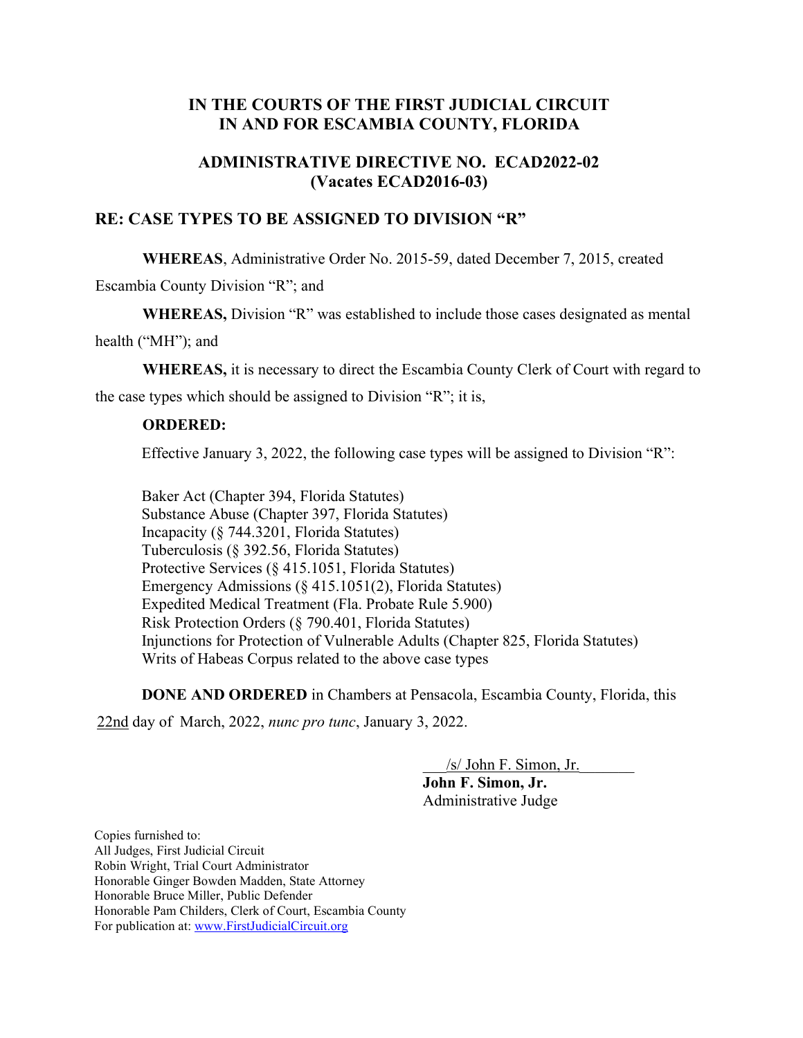# IN THE COURTS OF THE FIRST JUDICIAL CIRCUIT IN AND FOR ESCAMBIA COUNTY, FLORIDA

## ADMINISTRATIVE DIRECTIVE NO. ECAD2022-02 (Vacates ECAD2016-03)

## RE: CASE TYPES TO BE ASSIGNED TO DIVISION "R"

**WHEREAS**, Administrative Order No. 2015-59, dated December 7, 2015, created Escambia County Division "R"; and

**WHEREAS,** Division "R" was established to include those cases designated as mental health ("MH"); and

**WHEREAS,** it is necessary to direct the Escambia County Clerk of Court with regard to the case types which should be assigned to Division "R"; it is,

**ORDERED:**

Effective January 3, 2022, the following case types will be assigned to Division "R":

Baker Act (Chapter 394, Florida Statutes)
Substance Abuse (Chapter 397, Florida Statutes)
Incapacity (§ 744.3201, Florida Statutes)
Tuberculosis (§ 392.56, Florida Statutes)
Protective Services (§ 415.1051, Florida Statutes)
Emergency Admissions (§ 415.1051(2), Florida Statutes)
Expedited Medical Treatment (Fla. Probate Rule 5.900)
Risk Protection Orders (§ 790.401, Florida Statutes)
Injunctions for Protection of Vulnerable Adults (Chapter 825, Florida Statutes)
Writs of Habeas Corpus related to the above case types

**DONE AND ORDERED** in Chambers at Pensacola, Escambia County, Florida, this 22nd day of March, 2022, *nunc pro tunc*, January 3, 2022.

/s/ John F. Simon, Jr.
**John F. Simon, Jr.**
Administrative Judge

Copies furnished to:
All Judges, First Judicial Circuit
Robin Wright, Trial Court Administrator
Honorable Ginger Bowden Madden, State Attorney
Honorable Bruce Miller, Public Defender
Honorable Pam Childers, Clerk of Court, Escambia County
For publication at: www.FirstJudicialCircuit.org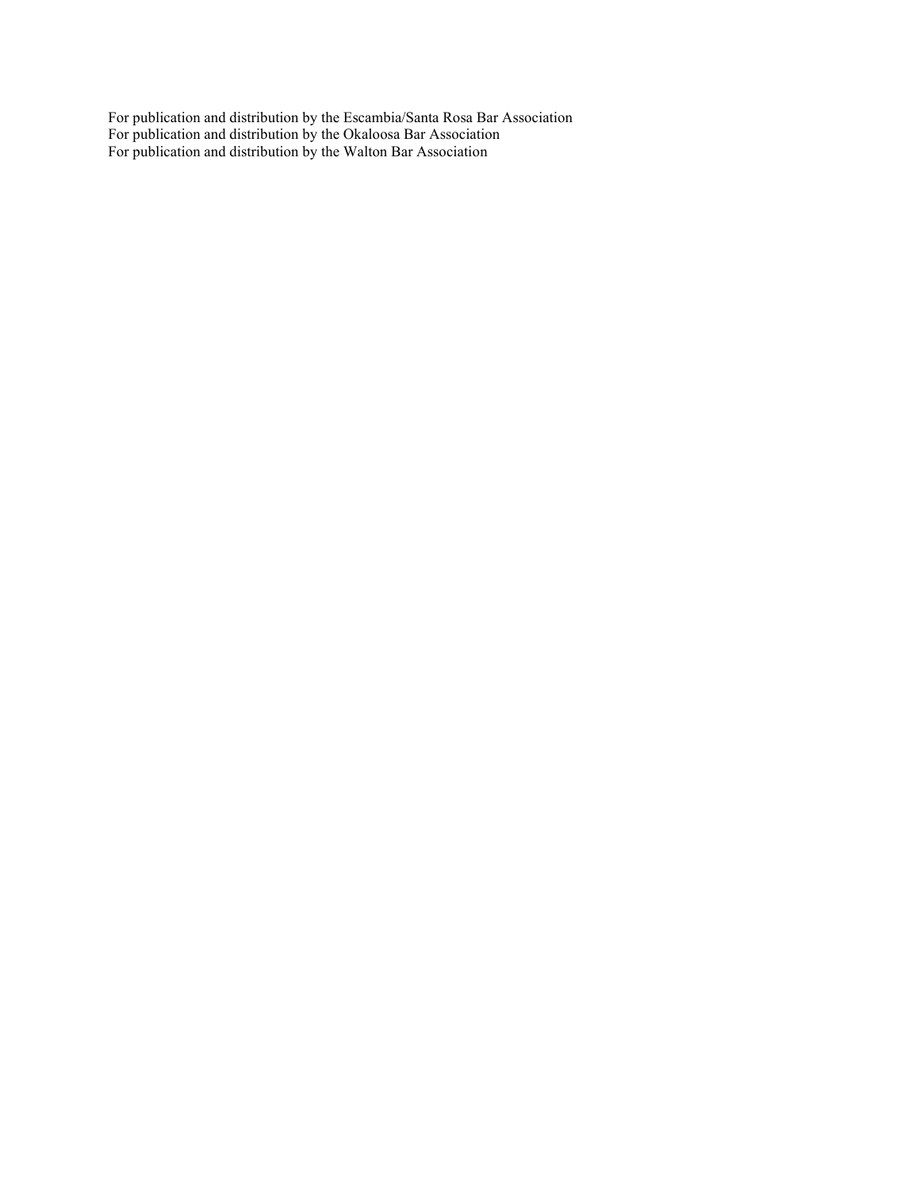For publication and distribution by the Escambia/Santa Rosa Bar Association
For publication and distribution by the Okaloosa Bar Association
For publication and distribution by the Walton Bar Association